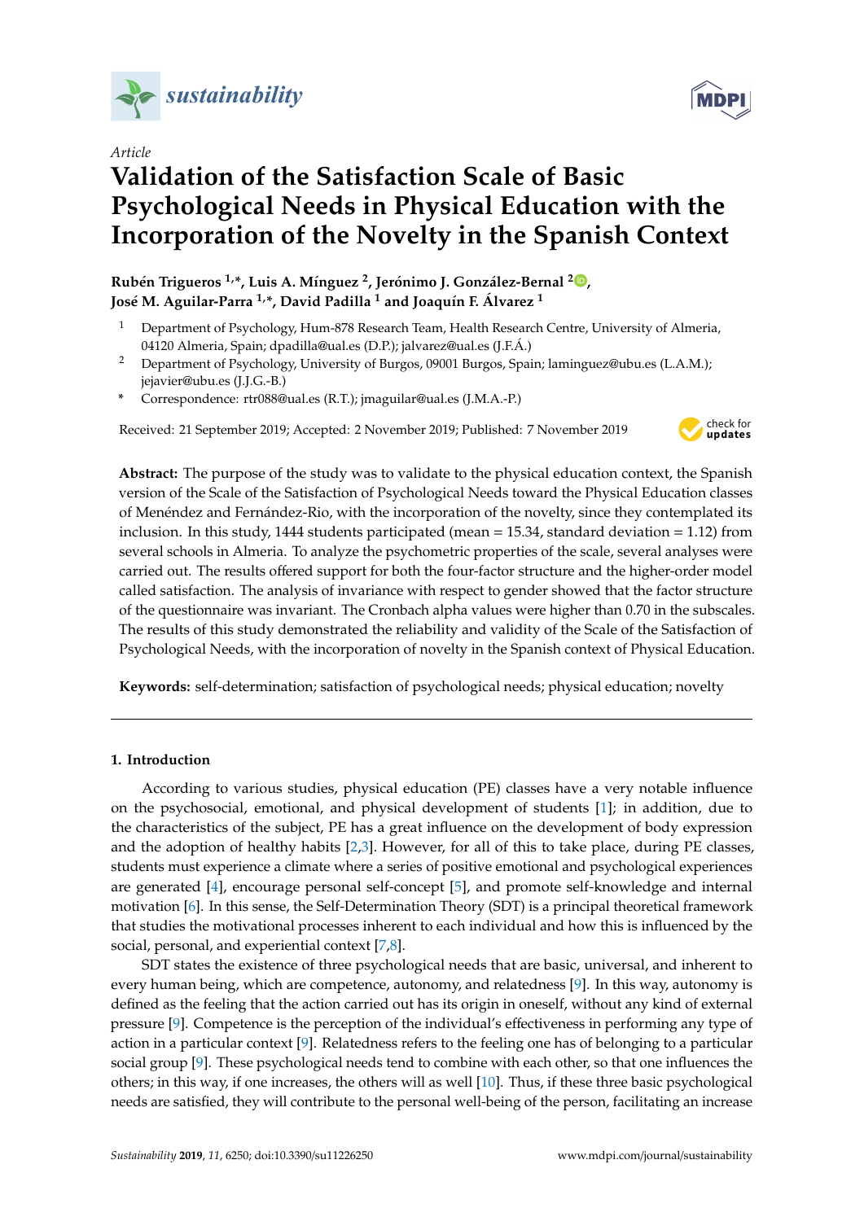*Article*

# Validation of the Satisfaction Scale of Basic Psychological Needs in Physical Education with the Incorporation of the Novelty in the Spanish Context

**Rubén Trigueros [1,*], Luis A. Mínguez [2], Jerónimo J. González-Bernal [2], José M. Aguilar-Parra [1,*], David Padilla [1] and Joaquín F. Álvarez [1]**

[1] Department of Psychology, Hum-878 Research Team, Health Research Centre, University of Almeria, 04120 Almeria, Spain; dpadilla@ual.es (D.P.); jalvarez@ual.es (J.F.Á.)

[2] Department of Psychology, University of Burgos, 09001 Burgos, Spain; laminguez@ubu.es (L.A.M.); jejavier@ubu.es (J.J.G.-B.)

\* Correspondence: rtr088@ual.es (R.T.); jmaguilar@ual.es (J.M.A.-P.)

Received: 21 September 2019; Accepted: 2 November 2019; Published: 7 November 2019

**Abstract:** The purpose of the study was to validate to the physical education context, the Spanish version of the Scale of the Satisfaction of Psychological Needs toward the Physical Education classes of Menéndez and Fernández-Rio, with the incorporation of the novelty, since they contemplated its inclusion. In this study, 1444 students participated (mean = 15.34, standard deviation = 1.12) from several schools in Almeria. To analyze the psychometric properties of the scale, several analyses were carried out. The results offered support for both the four-factor structure and the higher-order model called satisfaction. The analysis of invariance with respect to gender showed that the factor structure of the questionnaire was invariant. The Cronbach alpha values were higher than 0.70 in the subscales. The results of this study demonstrated the reliability and validity of the Scale of the Satisfaction of Psychological Needs, with the incorporation of novelty in the Spanish context of Physical Education.

**Keywords:** self-determination; satisfaction of psychological needs; physical education; novelty

## 1. Introduction

According to various studies, physical education (PE) classes have a very notable influence on the psychosocial, emotional, and physical development of students [1]; in addition, due to the characteristics of the subject, PE has a great influence on the development of body expression and the adoption of healthy habits [2,3]. However, for all of this to take place, during PE classes, students must experience a climate where a series of positive emotional and psychological experiences are generated [4], encourage personal self-concept [5], and promote self-knowledge and internal motivation [6]. In this sense, the Self-Determination Theory (SDT) is a principal theoretical framework that studies the motivational processes inherent to each individual and how this is influenced by the social, personal, and experiential context [7,8].

SDT states the existence of three psychological needs that are basic, universal, and inherent to every human being, which are competence, autonomy, and relatedness [9]. In this way, autonomy is defined as the feeling that the action carried out has its origin in oneself, without any kind of external pressure [9]. Competence is the perception of the individual's effectiveness in performing any type of action in a particular context [9]. Relatedness refers to the feeling one has of belonging to a particular social group [9]. These psychological needs tend to combine with each other, so that one influences the others; in this way, if one increases, the others will as well [10]. Thus, if these three basic psychological needs are satisfied, they will contribute to the personal well-being of the person, facilitating an increase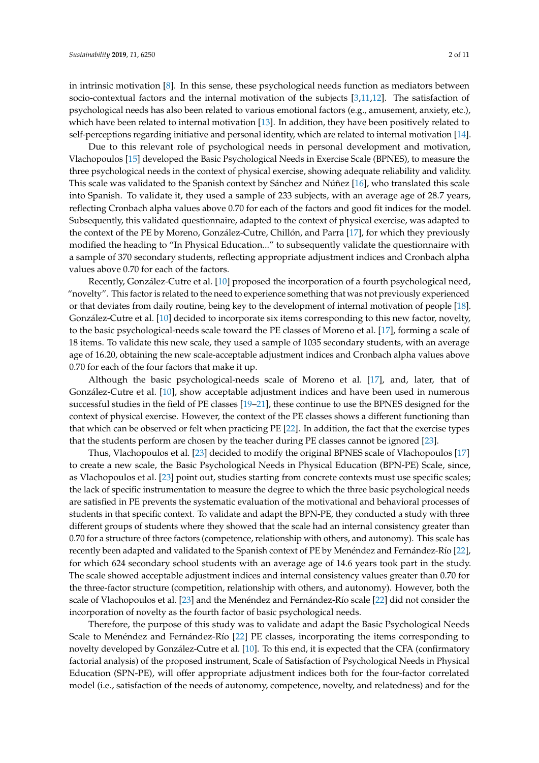in intrinsic motivation [8]. In this sense, these psychological needs function as mediators between socio-contextual factors and the internal motivation of the subjects [3,11,12]. The satisfaction of psychological needs has also been related to various emotional factors (e.g., amusement, anxiety, etc.), which have been related to internal motivation [13]. In addition, they have been positively related to self-perceptions regarding initiative and personal identity, which are related to internal motivation [14].

Due to this relevant role of psychological needs in personal development and motivation, Vlachopoulos [15] developed the Basic Psychological Needs in Exercise Scale (BPNES), to measure the three psychological needs in the context of physical exercise, showing adequate reliability and validity. This scale was validated to the Spanish context by Sánchez and Núñez [16], who translated this scale into Spanish. To validate it, they used a sample of 233 subjects, with an average age of 28.7 years, reflecting Cronbach alpha values above 0.70 for each of the factors and good fit indices for the model. Subsequently, this validated questionnaire, adapted to the context of physical exercise, was adapted to the context of the PE by Moreno, González-Cutre, Chillón, and Parra [17], for which they previously modified the heading to "In Physical Education..." to subsequently validate the questionnaire with a sample of 370 secondary students, reflecting appropriate adjustment indices and Cronbach alpha values above 0.70 for each of the factors.

Recently, González-Cutre et al. [10] proposed the incorporation of a fourth psychological need, "novelty". This factor is related to the need to experience something that was not previously experienced or that deviates from daily routine, being key to the development of internal motivation of people [18]. González-Cutre et al. [10] decided to incorporate six items corresponding to this new factor, novelty, to the basic psychological-needs scale toward the PE classes of Moreno et al. [17], forming a scale of 18 items. To validate this new scale, they used a sample of 1035 secondary students, with an average age of 16.20, obtaining the new scale-acceptable adjustment indices and Cronbach alpha values above 0.70 for each of the four factors that make it up.

Although the basic psychological-needs scale of Moreno et al. [17], and, later, that of González-Cutre et al. [10], show acceptable adjustment indices and have been used in numerous successful studies in the field of PE classes [19–21], these continue to use the BPNES designed for the context of physical exercise. However, the context of the PE classes shows a different functioning than that which can be observed or felt when practicing PE [22]. In addition, the fact that the exercise types that the students perform are chosen by the teacher during PE classes cannot be ignored [23].

Thus, Vlachopoulos et al. [23] decided to modify the original BPNES scale of Vlachopoulos [17] to create a new scale, the Basic Psychological Needs in Physical Education (BPN-PE) Scale, since, as Vlachopoulos et al. [23] point out, studies starting from concrete contexts must use specific scales; the lack of specific instrumentation to measure the degree to which the three basic psychological needs are satisfied in PE prevents the systematic evaluation of the motivational and behavioral processes of students in that specific context. To validate and adapt the BPN-PE, they conducted a study with three different groups of students where they showed that the scale had an internal consistency greater than 0.70 for a structure of three factors (competence, relationship with others, and autonomy). This scale has recently been adapted and validated to the Spanish context of PE by Menéndez and Fernández-Río [22], for which 624 secondary school students with an average age of 14.6 years took part in the study. The scale showed acceptable adjustment indices and internal consistency values greater than 0.70 for the three-factor structure (competition, relationship with others, and autonomy). However, both the scale of Vlachopoulos et al. [23] and the Menéndez and Fernández-Río scale [22] did not consider the incorporation of novelty as the fourth factor of basic psychological needs.

Therefore, the purpose of this study was to validate and adapt the Basic Psychological Needs Scale to Menéndez and Fernández-Río [22] PE classes, incorporating the items corresponding to novelty developed by González-Cutre et al. [10]. To this end, it is expected that the CFA (confirmatory factorial analysis) of the proposed instrument, Scale of Satisfaction of Psychological Needs in Physical Education (SPN-PE), will offer appropriate adjustment indices both for the four-factor correlated model (i.e., satisfaction of the needs of autonomy, competence, novelty, and relatedness) and for the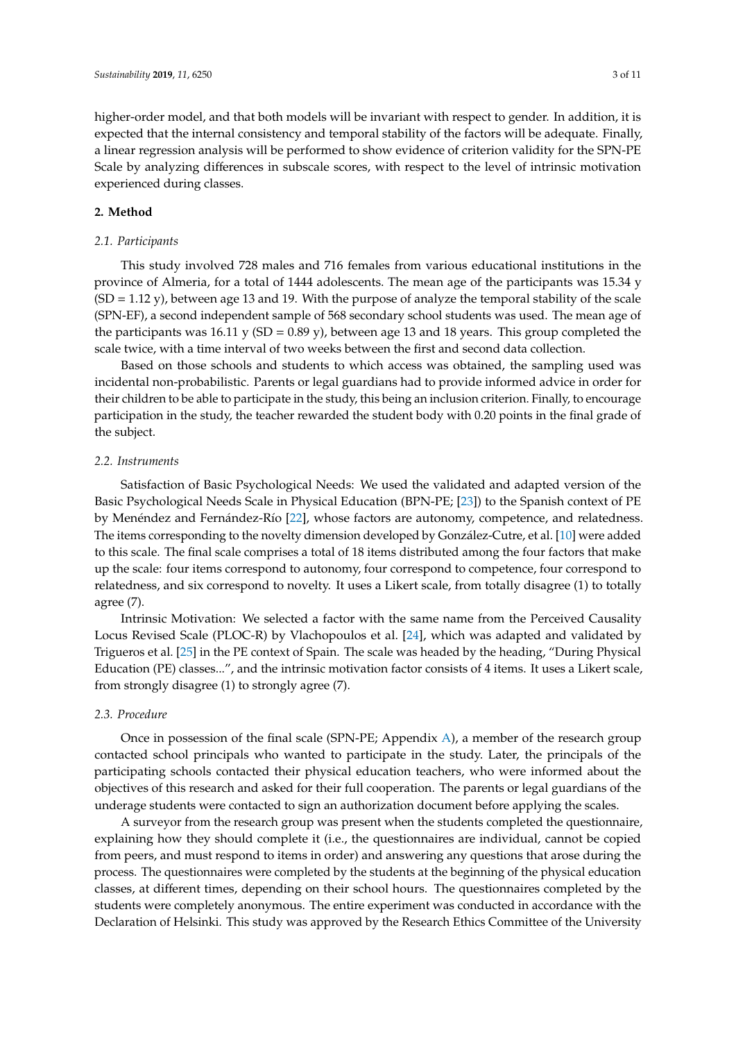higher-order model, and that both models will be invariant with respect to gender. In addition, it is expected that the internal consistency and temporal stability of the factors will be adequate. Finally, a linear regression analysis will be performed to show evidence of criterion validity for the SPN-PE Scale by analyzing differences in subscale scores, with respect to the level of intrinsic motivation experienced during classes.

## 2. Method

### *2.1. Participants*

This study involved 728 males and 716 females from various educational institutions in the province of Almeria, for a total of 1444 adolescents. The mean age of the participants was 15.34 y (SD = 1.12 y), between age 13 and 19. With the purpose of analyze the temporal stability of the scale (SPN-EF), a second independent sample of 568 secondary school students was used. The mean age of the participants was 16.11 y (SD = 0.89 y), between age 13 and 18 years. This group completed the scale twice, with a time interval of two weeks between the first and second data collection.

Based on those schools and students to which access was obtained, the sampling used was incidental non-probabilistic. Parents or legal guardians had to provide informed advice in order for their children to be able to participate in the study, this being an inclusion criterion. Finally, to encourage participation in the study, the teacher rewarded the student body with 0.20 points in the final grade of the subject.

### *2.2. Instruments*

Satisfaction of Basic Psychological Needs: We used the validated and adapted version of the Basic Psychological Needs Scale in Physical Education (BPN-PE; [23]) to the Spanish context of PE by Menéndez and Fernández-Río [22], whose factors are autonomy, competence, and relatedness. The items corresponding to the novelty dimension developed by González-Cutre, et al. [10] were added to this scale. The final scale comprises a total of 18 items distributed among the four factors that make up the scale: four items correspond to autonomy, four correspond to competence, four correspond to relatedness, and six correspond to novelty. It uses a Likert scale, from totally disagree (1) to totally agree (7).

Intrinsic Motivation: We selected a factor with the same name from the Perceived Causality Locus Revised Scale (PLOC-R) by Vlachopoulos et al. [24], which was adapted and validated by Trigueros et al. [25] in the PE context of Spain. The scale was headed by the heading, "During Physical Education (PE) classes...", and the intrinsic motivation factor consists of 4 items. It uses a Likert scale, from strongly disagree (1) to strongly agree (7).

### *2.3. Procedure*

Once in possession of the final scale (SPN-PE; Appendix A), a member of the research group contacted school principals who wanted to participate in the study. Later, the principals of the participating schools contacted their physical education teachers, who were informed about the objectives of this research and asked for their full cooperation. The parents or legal guardians of the underage students were contacted to sign an authorization document before applying the scales.

A surveyor from the research group was present when the students completed the questionnaire, explaining how they should complete it (i.e., the questionnaires are individual, cannot be copied from peers, and must respond to items in order) and answering any questions that arose during the process. The questionnaires were completed by the students at the beginning of the physical education classes, at different times, depending on their school hours. The questionnaires completed by the students were completely anonymous. The entire experiment was conducted in accordance with the Declaration of Helsinki. This study was approved by the Research Ethics Committee of the University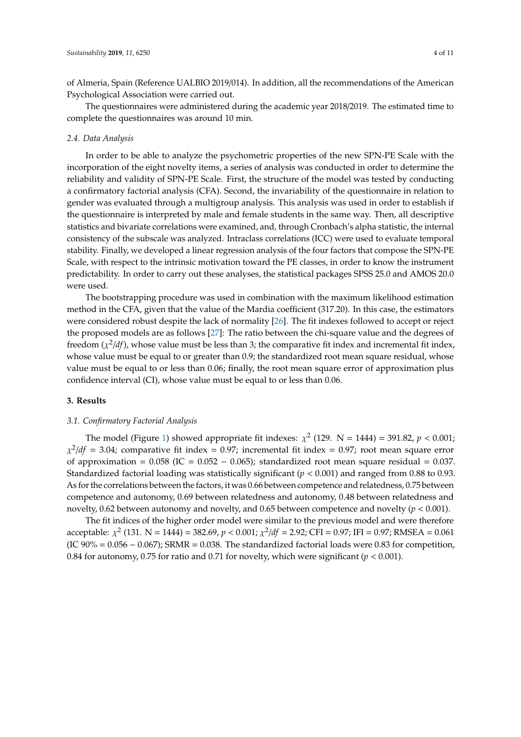of Almeria, Spain (Reference UALBIO 2019/014). In addition, all the recommendations of the American Psychological Association were carried out.

The questionnaires were administered during the academic year 2018/2019. The estimated time to complete the questionnaires was around 10 min.

### *2.4. Data Analysis*

In order to be able to analyze the psychometric properties of the new SPN-PE Scale with the incorporation of the eight novelty items, a series of analysis was conducted in order to determine the reliability and validity of SPN-PE Scale. First, the structure of the model was tested by conducting a confirmatory factorial analysis (CFA). Second, the invariability of the questionnaire in relation to gender was evaluated through a multigroup analysis. This analysis was used in order to establish if the questionnaire is interpreted by male and female students in the same way. Then, all descriptive statistics and bivariate correlations were examined, and, through Cronbach's alpha statistic, the internal consistency of the subscale was analyzed. Intraclass correlations (ICC) were used to evaluate temporal stability. Finally, we developed a linear regression analysis of the four factors that compose the SPN-PE Scale, with respect to the intrinsic motivation toward the PE classes, in order to know the instrument predictability. In order to carry out these analyses, the statistical packages SPSS 25.0 and AMOS 20.0 were used.

The bootstrapping procedure was used in combination with the maximum likelihood estimation method in the CFA, given that the value of the Mardia coefficient (317.20). In this case, the estimators were considered robust despite the lack of normality [26]. The fit indexes followed to accept or reject the proposed models are as follows [27]: The ratio between the chi-square value and the degrees of freedom ($\chi^2/df$), whose value must be less than 3; the comparative fit index and incremental fit index, whose value must be equal to or greater than 0.9; the standardized root mean square residual, whose value must be equal to or less than 0.06; finally, the root mean square error of approximation plus confidence interval (CI), whose value must be equal to or less than 0.06.

## 3. Results

### *3.1. Confirmatory Factorial Analysis*

The model (Figure 1) showed appropriate fit indexes: $\chi^2$ (129. N = 1444) = 391.82, $p < 0.001$; $\chi^2/df$ = 3.04; comparative fit index = 0.97; incremental fit index = 0.97; root mean square error of approximation = 0.058 (IC = 0.052 − 0.065); standardized root mean square residual = 0.037. Standardized factorial loading was statistically significant ($p < 0.001$) and ranged from 0.88 to 0.93. As for the correlations between the factors, it was 0.66 between competence and relatedness, 0.75 between competence and autonomy, 0.69 between relatedness and autonomy, 0.48 between relatedness and novelty, 0.62 between autonomy and novelty, and 0.65 between competence and novelty ($p < 0.001$).

The fit indices of the higher order model were similar to the previous model and were therefore acceptable: $\chi^2$ (131. N = 1444) = 382.69, $p < 0.001$; $\chi^2/df$ = 2.92; CFI = 0.97; IFI = 0.97; RMSEA = 0.061 (IC 90% = 0.056 − 0.067); SRMR = 0.038. The standardized factorial loads were 0.83 for competition, 0.84 for autonomy, 0.75 for ratio and 0.71 for novelty, which were significant ($p < 0.001$).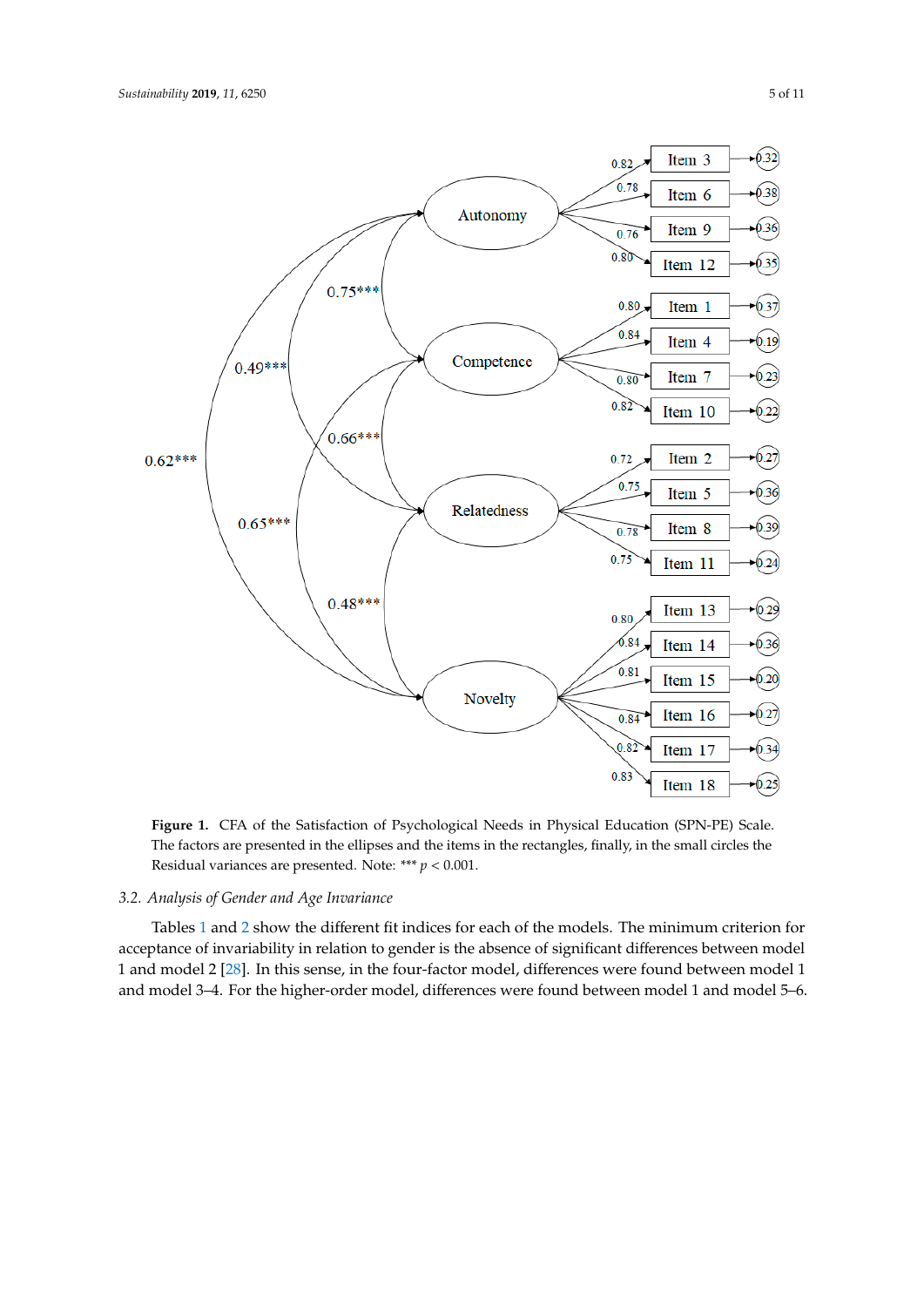**Figure 1.** CFA of the Satisfaction of Psychological Needs in Physical Education (SPN-PE) Scale. The factors are presented in the ellipses and the items in the rectangles, finally, in the small circles the Residual variances are presented. Note: *** $p < 0.001$.

### 3.2. Analysis of Gender and Age Invariance

Tables 1 and 2 show the different fit indices for each of the models. The minimum criterion for acceptance of invariability in relation to gender is the absence of significant differences between model 1 and model 2 [28]. In this sense, in the four-factor model, differences were found between model 1 and model 3–4. For the higher-order model, differences were found between model 1 and model 5–6.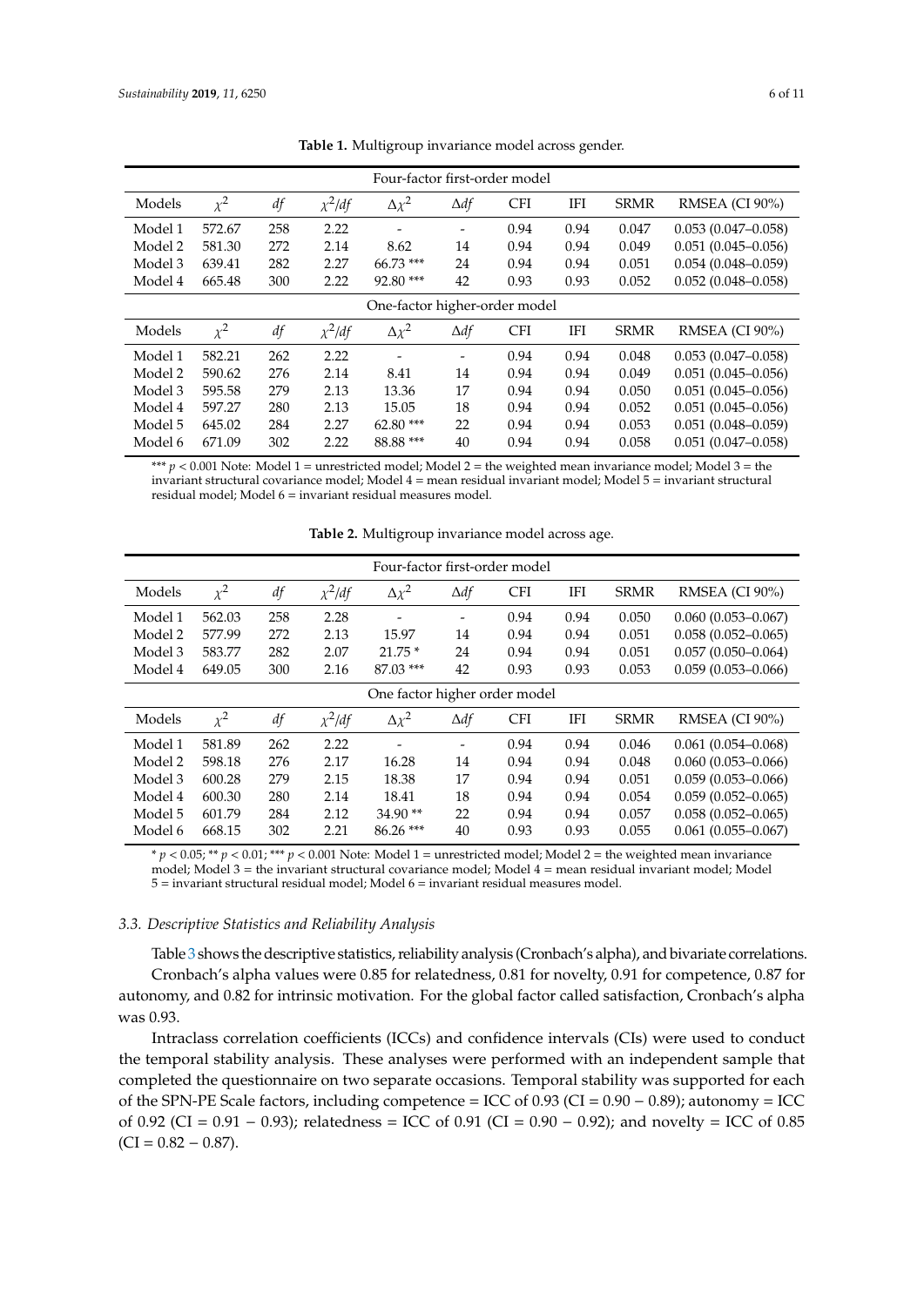**Table 1.** Multigroup invariance model across gender.

| Four-factor first-order model | | | | | | | | | |
|---|---|---|---|---|---|---|---|---|---|
| Models | $\chi^2$ | *df* | $\chi^2/df$ | $\Delta\chi^2$ | $\Delta df$ | CFI | IFI | SRMR | RMSEA (CI 90%) |
| Model 1 | 572.67 | 258 | 2.22 | - | - | 0.94 | 0.94 | 0.047 | 0.053 (0.047–0.058) |
| Model 2 | 581.30 | 272 | 2.14 | 8.62 | 14 | 0.94 | 0.94 | 0.049 | 0.051 (0.045–0.056) |
| Model 3 | 639.41 | 282 | 2.27 | 66.73 *** | 24 | 0.94 | 0.94 | 0.051 | 0.054 (0.048–0.059) |
| Model 4 | 665.48 | 300 | 2.22 | 92.80 *** | 42 | 0.93 | 0.93 | 0.052 | 0.052 (0.048–0.058) |
| **One-factor higher-order model** | | | | | | | | | |
| Models | $\chi^2$ | *df* | $\chi^2/df$ | $\Delta\chi^2$ | $\Delta df$ | CFI | IFI | SRMR | RMSEA (CI 90%) |
| Model 1 | 582.21 | 262 | 2.22 | - | - | 0.94 | 0.94 | 0.048 | 0.053 (0.047–0.058) |
| Model 2 | 590.62 | 276 | 2.14 | 8.41 | 14 | 0.94 | 0.94 | 0.049 | 0.051 (0.045–0.056) |
| Model 3 | 595.58 | 279 | 2.13 | 13.36 | 17 | 0.94 | 0.94 | 0.050 | 0.051 (0.045–0.056) |
| Model 4 | 597.27 | 280 | 2.13 | 15.05 | 18 | 0.94 | 0.94 | 0.052 | 0.051 (0.045–0.056) |
| Model 5 | 645.02 | 284 | 2.27 | 62.80 *** | 22 | 0.94 | 0.94 | 0.053 | 0.051 (0.048–0.059) |
| Model 6 | 671.09 | 302 | 2.22 | 88.88 *** | 40 | 0.94 | 0.94 | 0.058 | 0.051 (0.047–0.058) |

*** $p < 0.001$ Note: Model 1 = unrestricted model; Model 2 = the weighted mean invariance model; Model 3 = the invariant structural covariance model; Model 4 = mean residual invariant model; Model 5 = invariant structural residual model; Model 6 = invariant residual measures model.

**Table 2.** Multigroup invariance model across age.

| Four-factor first-order model | | | | | | | | | |
|---|---|---|---|---|---|---|---|---|---|
| Models | $\chi^2$ | *df* | $\chi^2/df$ | $\Delta\chi^2$ | $\Delta df$ | CFI | IFI | SRMR | RMSEA (CI 90%) |
| Model 1 | 562.03 | 258 | 2.28 | - | - | 0.94 | 0.94 | 0.050 | 0.060 (0.053–0.067) |
| Model 2 | 577.99 | 272 | 2.13 | 15.97 | 14 | 0.94 | 0.94 | 0.051 | 0.058 (0.052–0.065) |
| Model 3 | 583.77 | 282 | 2.07 | 21.75 * | 24 | 0.94 | 0.94 | 0.051 | 0.057 (0.050–0.064) |
| Model 4 | 649.05 | 300 | 2.16 | 87.03 *** | 42 | 0.93 | 0.93 | 0.053 | 0.059 (0.053–0.066) |
| **One factor higher order model** | | | | | | | | | |
| Models | $\chi^2$ | *df* | $\chi^2/df$ | $\Delta\chi^2$ | $\Delta df$ | CFI | IFI | SRMR | RMSEA (CI 90%) |
| Model 1 | 581.89 | 262 | 2.22 | - | - | 0.94 | 0.94 | 0.046 | 0.061 (0.054–0.068) |
| Model 2 | 598.18 | 276 | 2.17 | 16.28 | 14 | 0.94 | 0.94 | 0.048 | 0.060 (0.053–0.066) |
| Model 3 | 600.28 | 279 | 2.15 | 18.38 | 17 | 0.94 | 0.94 | 0.051 | 0.059 (0.053–0.066) |
| Model 4 | 600.30 | 280 | 2.14 | 18.41 | 18 | 0.94 | 0.94 | 0.054 | 0.059 (0.052–0.065) |
| Model 5 | 601.79 | 284 | 2.12 | 34.90 ** | 22 | 0.94 | 0.94 | 0.057 | 0.058 (0.052–0.065) |
| Model 6 | 668.15 | 302 | 2.21 | 86.26 *** | 40 | 0.93 | 0.93 | 0.055 | 0.061 (0.055–0.067) |

* $p < 0.05$; ** $p < 0.01$; *** $p < 0.001$ Note: Model 1 = unrestricted model; Model 2 = the weighted mean invariance model; Model 3 = the invariant structural covariance model; Model 4 = mean residual invariant model; Model 5 = invariant structural residual model; Model 6 = invariant residual measures model.

### *3.3. Descriptive Statistics and Reliability Analysis*

Table 3 shows the descriptive statistics, reliability analysis (Cronbach's alpha), and bivariate correlations.

Cronbach's alpha values were 0.85 for relatedness, 0.81 for novelty, 0.91 for competence, 0.87 for autonomy, and 0.82 for intrinsic motivation. For the global factor called satisfaction, Cronbach's alpha was 0.93.

Intraclass correlation coefficients (ICCs) and confidence intervals (CIs) were used to conduct the temporal stability analysis. These analyses were performed with an independent sample that completed the questionnaire on two separate occasions. Temporal stability was supported for each of the SPN-PE Scale factors, including competence = ICC of 0.93 (CI = 0.90 − 0.89); autonomy = ICC of 0.92 (CI = 0.91 − 0.93); relatedness = ICC of 0.91 (CI = 0.90 − 0.92); and novelty = ICC of 0.85 (CI = 0.82 − 0.87).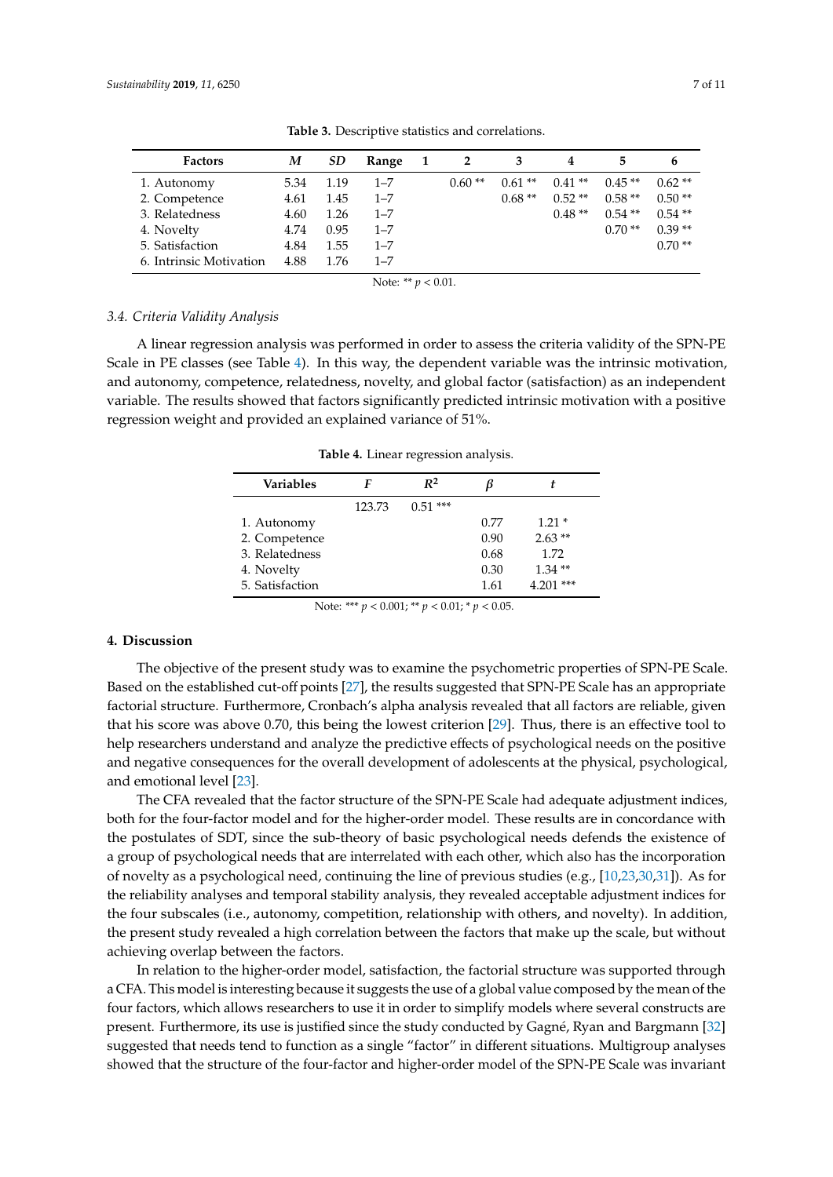**Table 3.** Descriptive statistics and correlations.

| Factors | *M* | *SD* | Range | 1 | 2 | 3 | 4 | 5 | 6 |
|---|---|---|---|---|---|---|---|---|---|
| 1. Autonomy | 5.34 | 1.19 | 1–7 | | 0.60 ** | 0.61 ** | 0.41 ** | 0.45 ** | 0.62 ** |
| 2. Competence | 4.61 | 1.45 | 1–7 | | | 0.68 ** | 0.52 ** | 0.58 ** | 0.50 ** |
| 3. Relatedness | 4.60 | 1.26 | 1–7 | | | | 0.48 ** | 0.54 ** | 0.54 ** |
| 4. Novelty | 4.74 | 0.95 | 1–7 | | | | | 0.70 ** | 0.39 ** |
| 5. Satisfaction | 4.84 | 1.55 | 1–7 | | | | | | 0.70 ** |
| 6. Intrinsic Motivation | 4.88 | 1.76 | 1–7 | | | | | | |

Note: ** $p < 0.01$.

### 3.4. Criteria Validity Analysis

A linear regression analysis was performed in order to assess the criteria validity of the SPN-PE Scale in PE classes (see Table 4). In this way, the dependent variable was the intrinsic motivation, and autonomy, competence, relatedness, novelty, and global factor (satisfaction) as an independent variable. The results showed that factors significantly predicted intrinsic motivation with a positive regression weight and provided an explained variance of 51%.

**Table 4.** Linear regression analysis.

| Variables | *F* | $R^2$ | *β* | *t* |
|---|---|---|---|---|
| | 123.73 | 0.51 *** | | |
| 1. Autonomy | | | 0.77 | 1.21 * |
| 2. Competence | | | 0.90 | 2.63 ** |
| 3. Relatedness | | | 0.68 | 1.72 |
| 4. Novelty | | | 0.30 | 1.34 ** |
| 5. Satisfaction | | | 1.61 | 4.201 *** |

Note: *** $p < 0.001$; ** $p < 0.01$; * $p < 0.05$.

## 4. Discussion

The objective of the present study was to examine the psychometric properties of SPN-PE Scale. Based on the established cut-off points [27], the results suggested that SPN-PE Scale has an appropriate factorial structure. Furthermore, Cronbach's alpha analysis revealed that all factors are reliable, given that his score was above 0.70, this being the lowest criterion [29]. Thus, there is an effective tool to help researchers understand and analyze the predictive effects of psychological needs on the positive and negative consequences for the overall development of adolescents at the physical, psychological, and emotional level [23].

The CFA revealed that the factor structure of the SPN-PE Scale had adequate adjustment indices, both for the four-factor model and for the higher-order model. These results are in concordance with the postulates of SDT, since the sub-theory of basic psychological needs defends the existence of a group of psychological needs that are interrelated with each other, which also has the incorporation of novelty as a psychological need, continuing the line of previous studies (e.g., [10,23,30,31]). As for the reliability analyses and temporal stability analysis, they revealed acceptable adjustment indices for the four subscales (i.e., autonomy, competition, relationship with others, and novelty). In addition, the present study revealed a high correlation between the factors that make up the scale, but without achieving overlap between the factors.

In relation to the higher-order model, satisfaction, the factorial structure was supported through a CFA. This model is interesting because it suggests the use of a global value composed by the mean of the four factors, which allows researchers to use it in order to simplify models where several constructs are present. Furthermore, its use is justified since the study conducted by Gagné, Ryan and Bargmann [32] suggested that needs tend to function as a single "factor" in different situations. Multigroup analyses showed that the structure of the four-factor and higher-order model of the SPN-PE Scale was invariant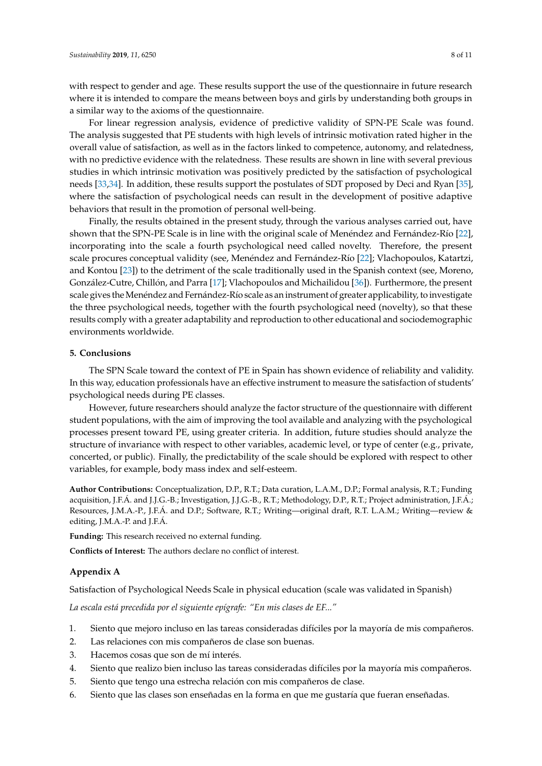with respect to gender and age. These results support the use of the questionnaire in future research where it is intended to compare the means between boys and girls by understanding both groups in a similar way to the axioms of the questionnaire.

For linear regression analysis, evidence of predictive validity of SPN-PE Scale was found. The analysis suggested that PE students with high levels of intrinsic motivation rated higher in the overall value of satisfaction, as well as in the factors linked to competence, autonomy, and relatedness, with no predictive evidence with the relatedness. These results are shown in line with several previous studies in which intrinsic motivation was positively predicted by the satisfaction of psychological needs [33,34]. In addition, these results support the postulates of SDT proposed by Deci and Ryan [35], where the satisfaction of psychological needs can result in the development of positive adaptive behaviors that result in the promotion of personal well-being.

Finally, the results obtained in the present study, through the various analyses carried out, have shown that the SPN-PE Scale is in line with the original scale of Menéndez and Fernández-Río [22], incorporating into the scale a fourth psychological need called novelty. Therefore, the present scale procures conceptual validity (see, Menéndez and Fernández-Río [22]; Vlachopoulos, Katartzi, and Kontou [23]) to the detriment of the scale traditionally used in the Spanish context (see, Moreno, González-Cutre, Chillón, and Parra [17]; Vlachopoulos and Michailidou [36]). Furthermore, the present scale gives the Menéndez and Fernández-Río scale as an instrument of greater applicability, to investigate the three psychological needs, together with the fourth psychological need (novelty), so that these results comply with a greater adaptability and reproduction to other educational and sociodemographic environments worldwide.

## 5. Conclusions

The SPN Scale toward the context of PE in Spain has shown evidence of reliability and validity. In this way, education professionals have an effective instrument to measure the satisfaction of students' psychological needs during PE classes.

However, future researchers should analyze the factor structure of the questionnaire with different student populations, with the aim of improving the tool available and analyzing with the psychological processes present toward PE, using greater criteria. In addition, future studies should analyze the structure of invariance with respect to other variables, academic level, or type of center (e.g., private, concerted, or public). Finally, the predictability of the scale should be explored with respect to other variables, for example, body mass index and self-esteem.

**Author Contributions:** Conceptualization, D.P., R.T.; Data curation, L.A.M., D.P.; Formal analysis, R.T.; Funding acquisition, J.F.Á. and J.J.G.-B.; Investigation, J.J.G.-B., R.T.; Methodology, D.P., R.T.; Project administration, J.F.Á.; Resources, J.M.A.-P., J.F.Á. and D.P.; Software, R.T.; Writing—original draft, R.T. L.A.M.; Writing—review & editing, J.M.A.-P. and J.F.Á.

**Funding:** This research received no external funding.

**Conflicts of Interest:** The authors declare no conflict of interest.

## Appendix A

Satisfaction of Psychological Needs Scale in physical education (scale was validated in Spanish)

*La escala está precedida por el siguiente epígrafe: "En mis clases de EF..."*

1. Siento que mejoro incluso en las tareas consideradas difíciles por la mayoría de mis compañeros.
2. Las relaciones con mis compañeros de clase son buenas.
3. Hacemos cosas que son de mí interés.
4. Siento que realizo bien incluso las tareas consideradas difíciles por la mayoría mis compañeros.
5. Siento que tengo una estrecha relación con mis compañeros de clase.
6. Siento que las clases son enseñadas en la forma en que me gustaría que fueran enseñadas.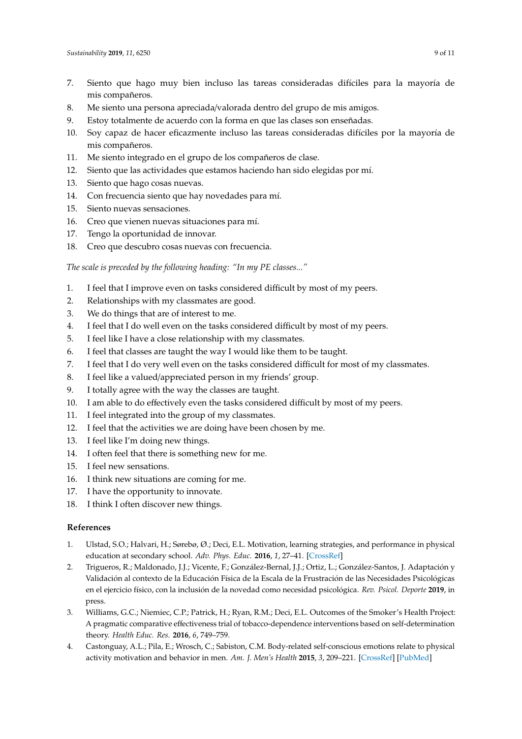7. Siento que hago muy bien incluso las tareas consideradas difíciles para la mayoría de mis compañeros.
8. Me siento una persona apreciada/valorada dentro del grupo de mis amigos.
9. Estoy totalmente de acuerdo con la forma en que las clases son enseñadas.
10. Soy capaz de hacer eficazmente incluso las tareas consideradas difíciles por la mayoría de mis compañeros.
11. Me siento integrado en el grupo de los compañeros de clase.
12. Siento que las actividades que estamos haciendo han sido elegidas por mí.
13. Siento que hago cosas nuevas.
14. Con frecuencia siento que hay novedades para mí.
15. Siento nuevas sensaciones.
16. Creo que vienen nuevas situaciones para mí.
17. Tengo la oportunidad de innovar.
18. Creo que descubro cosas nuevas con frecuencia.

*The scale is preceded by the following heading: "In my PE classes..."*

1. I feel that I improve even on tasks considered difficult by most of my peers.
2. Relationships with my classmates are good.
3. We do things that are of interest to me.
4. I feel that I do well even on the tasks considered difficult by most of my peers.
5. I feel like I have a close relationship with my classmates.
6. I feel that classes are taught the way I would like them to be taught.
7. I feel that I do very well even on the tasks considered difficult for most of my classmates.
8. I feel like a valued/appreciated person in my friends' group.
9. I totally agree with the way the classes are taught.
10. I am able to do effectively even the tasks considered difficult by most of my peers.
11. I feel integrated into the group of my classmates.
12. I feel that the activities we are doing have been chosen by me.
13. I feel like I'm doing new things.
14. I often feel that there is something new for me.
15. I feel new sensations.
16. I think new situations are coming for me.
17. I have the opportunity to innovate.
18. I think I often discover new things.

## References

1. Ulstad, S.O.; Halvari, H.; Sørebø, Ø.; Deci, E.L. Motivation, learning strategies, and performance in physical education at secondary school. *Adv. Phys. Educ.* **2016**, *1*, 27–41. [CrossRef]
2. Trigueros, R.; Maldonado, J.J.; Vicente, F.; González-Bernal, J.J.; Ortiz, L.; González-Santos, J. Adaptación y Validación al contexto de la Educación Física de la Escala de la Frustración de las Necesidades Psicológicas en el ejercicio físico, con la inclusión de la novedad como necesidad psicológica. *Rev. Psicol. Deporte* **2019**, in press.
3. Williams, G.C.; Niemiec, C.P.; Patrick, H.; Ryan, R.M.; Deci, E.L. Outcomes of the Smoker's Health Project: A pragmatic comparative effectiveness trial of tobacco-dependence interventions based on self-determination theory. *Health Educ. Res.* **2016**, *6*, 749–759.
4. Castonguay, A.L.; Pila, E.; Wrosch, C.; Sabiston, C.M. Body-related self-conscious emotions relate to physical activity motivation and behavior in men. *Am. J. Men's Health* **2015**, *3*, 209–221. [CrossRef] [PubMed]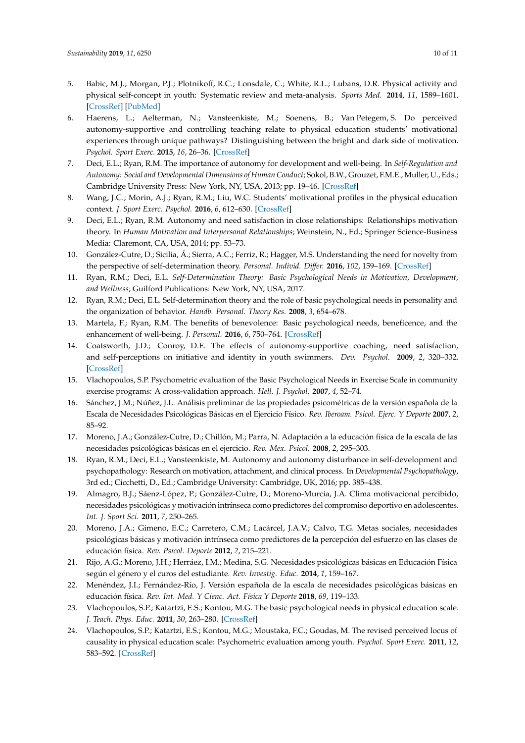5. Babic, M.J.; Morgan, P.J.; Plotnikoff, R.C.; Lonsdale, C.; White, R.L.; Lubans, D.R. Physical activity and physical self-concept in youth: Systematic review and meta-analysis. *Sports Med.* **2014**, *11*, 1589–1601. [CrossRef] [PubMed]
6. Haerens, L.; Aelterman, N.; Vansteenkiste, M.; Soenens, B.; Van Petegem, S. Do perceived autonomy-supportive and controlling teaching relate to physical education students' motivational experiences through unique pathways? Distinguishing between the bright and dark side of motivation. *Psychol. Sport Exerc.* **2015**, *16*, 26–36. [CrossRef]
7. Deci, E.L.; Ryan, R.M. The importance of autonomy for development and well-being. In *Self-Regulation and Autonomy: Social and Developmental Dimensions of Human Conduct*; Sokol, B.W., Grouzet, F.M.E., Muller, U., Eds.; Cambridge University Press: New York, NY, USA, 2013; pp. 19–46. [CrossRef]
8. Wang, J.C.; Morin, A.J.; Ryan, R.M.; Liu, W.C. Students' motivational profiles in the physical education context. *J. Sport Exerc. Psychol.* **2016**, *6*, 612–630. [CrossRef]
9. Deci, E.L.; Ryan, R.M. Autonomy and need satisfaction in close relationships: Relationships motivation theory. In *Human Motivation and Interpersonal Relationships*; Weinstein, N., Ed.; Springer Science-Business Media: Claremont, CA, USA, 2014; pp. 53–73.
10. González-Cutre, D.; Sicilia, Á.; Sierra, A.C.; Ferriz, R.; Hagger, M.S. Understanding the need for novelty from the perspective of self-determination theory. *Personal. Individ. Differ.* **2016**, *102*, 159–169. [CrossRef]
11. Ryan, R.M.; Deci, E.L. *Self-Determination Theory: Basic Psychological Needs in Motivation, Development, and Wellness*; Guilford Publications: New York, NY, USA, 2017.
12. Ryan, R.M.; Deci, E.L. Self-determination theory and the role of basic psychological needs in personality and the organization of behavior. *Handb. Personal. Theory Res.* **2008**, *3*, 654–678.
13. Martela, F.; Ryan, R.M. The benefits of benevolence: Basic psychological needs, beneficence, and the enhancement of well-being. *J. Personal.* **2016**, *6*, 750–764. [CrossRef]
14. Coatsworth, J.D.; Conroy, D.E. The effects of autonomy-supportive coaching, need satisfaction, and self-perceptions on initiative and identity in youth swimmers. *Dev. Psychol.* **2009**, *2*, 320–332. [CrossRef]
15. Vlachopoulos, S.P. Psychometric evaluation of the Basic Psychological Needs in Exercise Scale in community exercise programs: A cross-validation approach. *Hell. J. Psychol.* **2007**, *4*, 52–74.
16. Sánchez, J.M.; Núñez, J.L. Análisis preliminar de las propiedades psicométricas de la versión española de la Escala de Necesidades Psicológicas Básicas en el Ejercicio Físico. *Rev. Iberoam. Psicol. Ejerc. Y Deporte* **2007**, *2*, 85–92.
17. Moreno, J.A.; González-Cutre, D.; Chillón, M.; Parra, N. Adaptación a la educación física de la escala de las necesidades psicológicas básicas en el ejercicio. *Rev. Mex. Psicol.* **2008**, *2*, 295–303.
18. Ryan, R.M.; Deci, E.L.; Vansteenkiste, M. Autonomy and autonomy disturbance in self-development and psychopathology: Research on motivation, attachment, and clinical process. In *Developmental Psychopathology*, 3rd ed.; Cicchetti, D., Ed.; Cambridge University: Cambridge, UK, 2016; pp. 385–438.
19. Almagro, B.J.; Sáenz-López, P.; González-Cutre, D.; Moreno-Murcia, J.A. Clima motivacional percibido, necesidades psicológicas y motivación intrínseca como predictores del compromiso deportivo en adolescentes. *Int. J. Sport Sci.* **2011**, *7*, 250–265.
20. Moreno, J.A.; Gimeno, E.C.; Carretero, C.M.; Lacárcel, J.A.V.; Calvo, T.G. Metas sociales, necesidades psicológicas básicas y motivación intrínseca como predictores de la percepción del esfuerzo en las clases de educación física. *Rev. Psicol. Deporte* **2012**, *2*, 215–221.
21. Rijo, A.G.; Moreno, J.H.; Herráez, I.M.; Medina, S.G. Necesidades psicológicas básicas en Educación Física según el género y el curos del estudiante. *Rev. Investig. Educ.* **2014**, *1*, 159–167.
22. Menéndez, J.I.; Fernández-Río, J. Versión española de la escala de necesidades psicológicas básicas en educación física. *Rev. Int. Med. Y Cienc. Act. Física Y Deporte* **2018**, *69*, 119–133.
23. Vlachopoulos, S.P.; Katartzi, E.S.; Kontou, M.G. The basic psychological needs in physical education scale. *J. Teach. Phys. Educ.* **2011**, *30*, 263–280. [CrossRef]
24. Vlachopoulos, S.P.; Katartzi, E.S.; Kontou, M.G.; Moustaka, F.C.; Goudas, M. The revised perceived locus of causality in physical education scale: Psychometric evaluation among youth. *Psychol. Sport Exerc.* **2011**, *12*, 583–592. [CrossRef]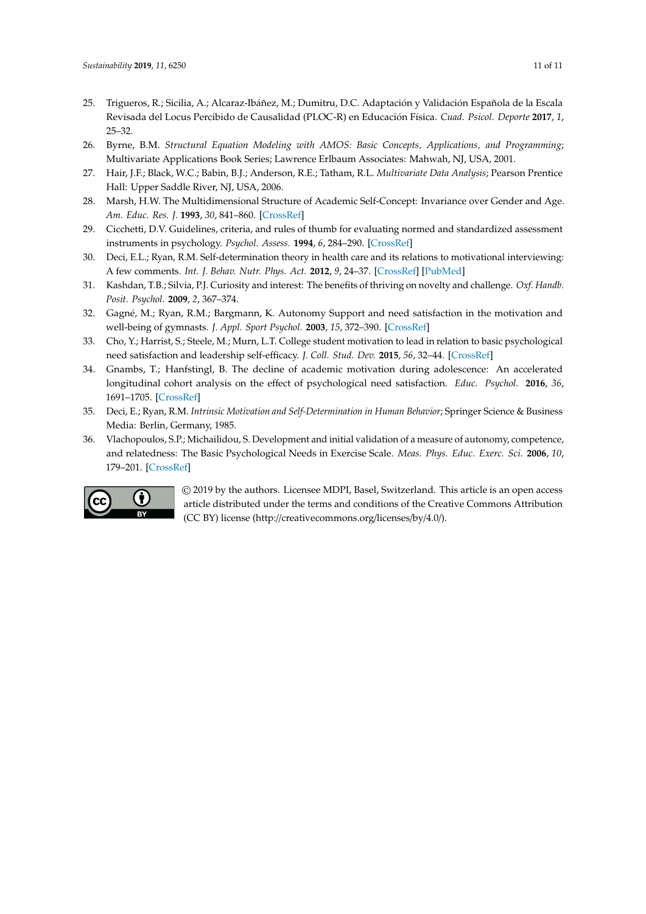25. Trigueros, R.; Sicilia, A.; Alcaraz-Ibáñez, M.; Dumitru, D.C. Adaptación y Validación Española de la Escala Revisada del Locus Percibido de Causalidad (PLOC-R) en Educación Física. *Cuad. Psicol. Deporte* **2017**, *1*, 25–32.
26. Byrne, B.M. *Structural Equation Modeling with AMOS: Basic Concepts, Applications, and Programming*; Multivariate Applications Book Series; Lawrence Erlbaum Associates: Mahwah, NJ, USA, 2001.
27. Hair, J.F.; Black, W.C.; Babin, B.J.; Anderson, R.E.; Tatham, R.L. *Multivariate Data Analysis*; Pearson Prentice Hall: Upper Saddle River, NJ, USA, 2006.
28. Marsh, H.W. The Multidimensional Structure of Academic Self-Concept: Invariance over Gender and Age. *Am. Educ. Res. J.* **1993**, *30*, 841–860. [CrossRef]
29. Cicchetti, D.V. Guidelines, criteria, and rules of thumb for evaluating normed and standardized assessment instruments in psychology. *Psychol. Assess.* **1994**, *6*, 284–290. [CrossRef]
30. Deci, E.L.; Ryan, R.M. Self-determination theory in health care and its relations to motivational interviewing: A few comments. *Int. J. Behav. Nutr. Phys. Act.* **2012**, *9*, 24–37. [CrossRef] [PubMed]
31. Kashdan, T.B.; Silvia, P.J. Curiosity and interest: The benefits of thriving on novelty and challenge. *Oxf. Handb. Posit. Psychol.* **2009**, *2*, 367–374.
32. Gagné, M.; Ryan, R.M.; Bargmann, K. Autonomy Support and need satisfaction in the motivation and well-being of gymnasts. *J. Appl. Sport Psychol.* **2003**, *15*, 372–390. [CrossRef]
33. Cho, Y.; Harrist, S.; Steele, M.; Murn, L.T. College student motivation to lead in relation to basic psychological need satisfaction and leadership self-efficacy. *J. Coll. Stud. Dev.* **2015**, *56*, 32–44. [CrossRef]
34. Gnambs, T.; Hanfstingl, B. The decline of academic motivation during adolescence: An accelerated longitudinal cohort analysis on the effect of psychological need satisfaction. *Educ. Psychol.* **2016**, *36*, 1691–1705. [CrossRef]
35. Deci, E.; Ryan, R.M. *Intrinsic Motivation and Self-Determination in Human Behavior*; Springer Science & Business Media: Berlin, Germany, 1985.
36. Vlachopoulos, S.P.; Michailidou, S. Development and initial validation of a measure of autonomy, competence, and relatedness: The Basic Psychological Needs in Exercise Scale. *Meas. Phys. Educ. Exerc. Sci.* **2006**, *10*, 179–201. [CrossRef]

© 2019 by the authors. Licensee MDPI, Basel, Switzerland. This article is an open access article distributed under the terms and conditions of the Creative Commons Attribution (CC BY) license (http://creativecommons.org/licenses/by/4.0/).